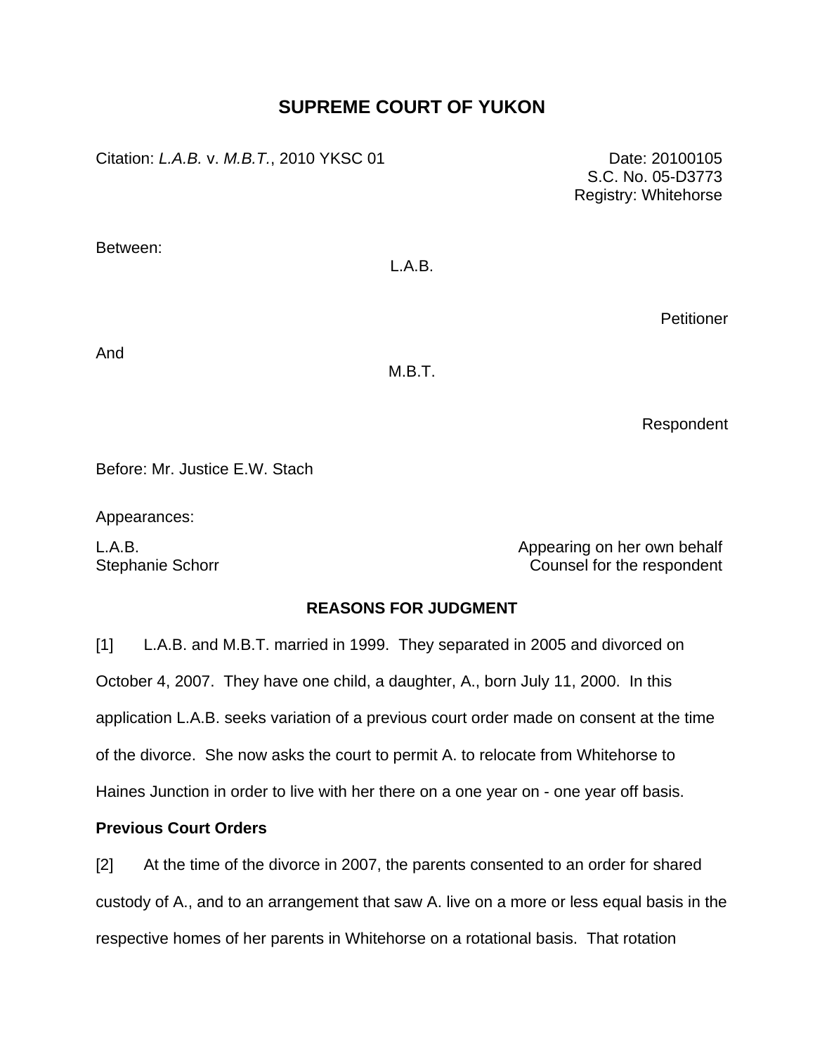# SUPREME COURT OF YUKON

Citation: *L.A.B.* v. *M.B.T.*, 2010 YKSC 01

Date: 20100105
S.C. No. 05-D3773
Registry: Whitehorse

Between:

L.A.B.

Petitioner

And

M.B.T.

Respondent

Before: Mr. Justice E.W. Stach

Appearances:

L.A.B. — Appearing on her own behalf
Stephanie Schorr — Counsel for the respondent

## REASONS FOR JUDGMENT

[1] L.A.B. and M.B.T. married in 1999. They separated in 2005 and divorced on October 4, 2007. They have one child, a daughter, A., born July 11, 2000. In this application L.A.B. seeks variation of a previous court order made on consent at the time of the divorce. She now asks the court to permit A. to relocate from Whitehorse to Haines Junction in order to live with her there on a one year on - one year off basis.

### Previous Court Orders

[2] At the time of the divorce in 2007, the parents consented to an order for shared custody of A., and to an arrangement that saw A. live on a more or less equal basis in the respective homes of her parents in Whitehorse on a rotational basis. That rotation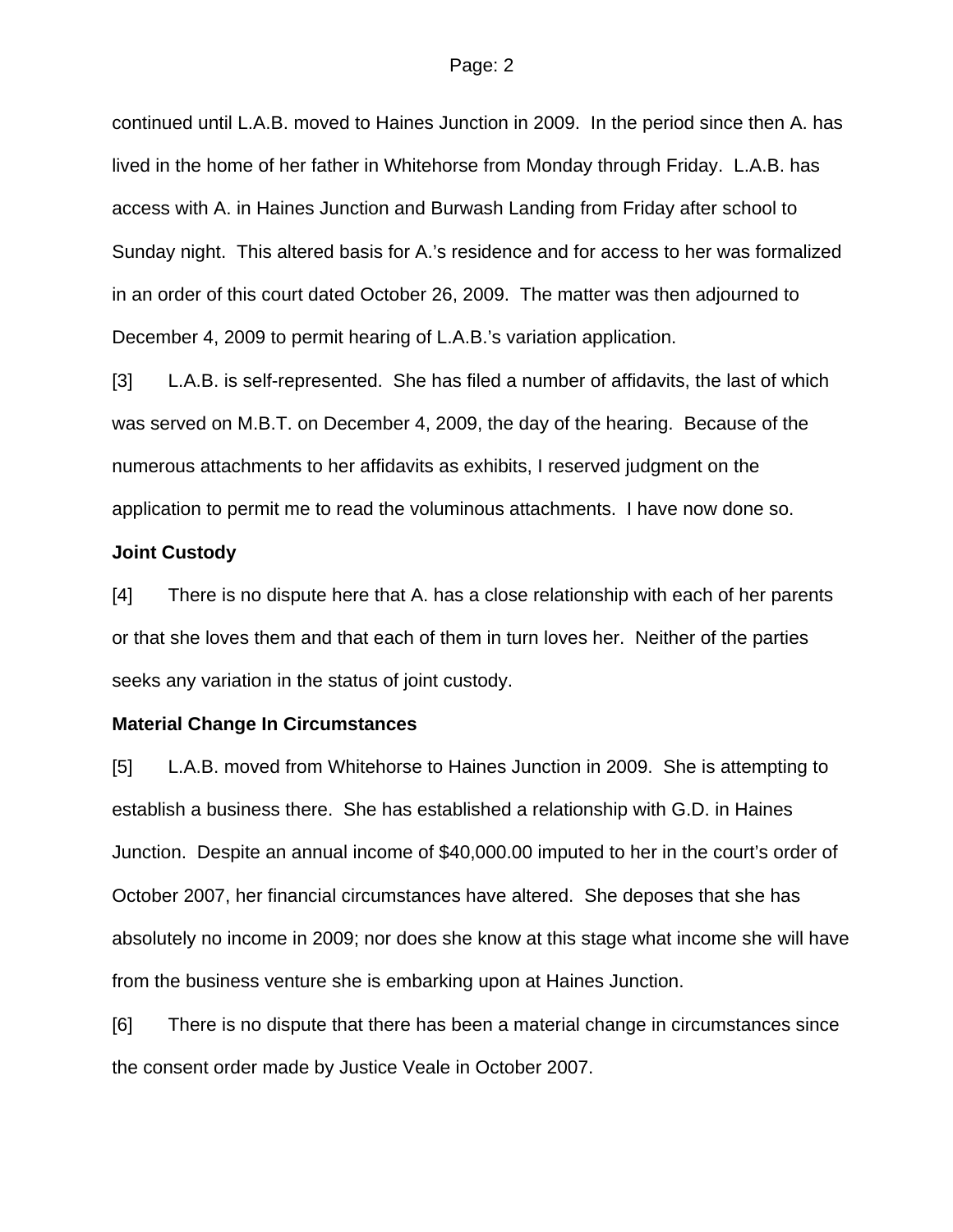continued until L.A.B. moved to Haines Junction in 2009. In the period since then A. has lived in the home of her father in Whitehorse from Monday through Friday. L.A.B. has access with A. in Haines Junction and Burwash Landing from Friday after school to Sunday night. This altered basis for A.'s residence and for access to her was formalized in an order of this court dated October 26, 2009. The matter was then adjourned to December 4, 2009 to permit hearing of L.A.B.'s variation application.

[3] L.A.B. is self-represented. She has filed a number of affidavits, the last of which was served on M.B.T. on December 4, 2009, the day of the hearing. Because of the numerous attachments to her affidavits as exhibits, I reserved judgment on the application to permit me to read the voluminous attachments. I have now done so.

**Joint Custody**

[4] There is no dispute here that A. has a close relationship with each of her parents or that she loves them and that each of them in turn loves her. Neither of the parties seeks any variation in the status of joint custody.

**Material Change In Circumstances**

[5] L.A.B. moved from Whitehorse to Haines Junction in 2009. She is attempting to establish a business there. She has established a relationship with G.D. in Haines Junction. Despite an annual income of $40,000.00 imputed to her in the court's order of October 2007, her financial circumstances have altered. She deposes that she has absolutely no income in 2009; nor does she know at this stage what income she will have from the business venture she is embarking upon at Haines Junction.

[6] There is no dispute that there has been a material change in circumstances since the consent order made by Justice Veale in October 2007.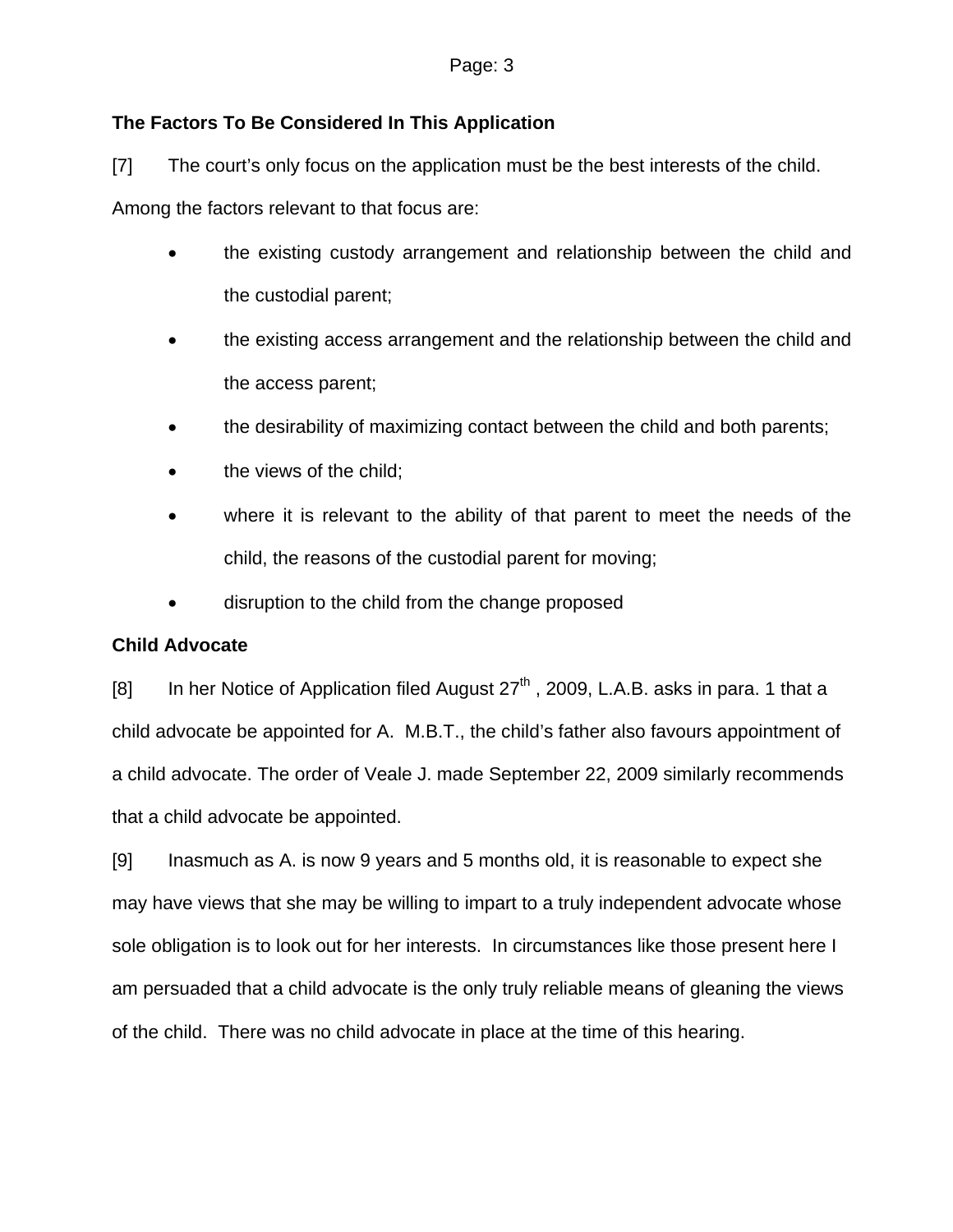**The Factors To Be Considered In This Application**

[7] The court's only focus on the application must be the best interests of the child. Among the factors relevant to that focus are:

- the existing custody arrangement and relationship between the child and the custodial parent;
- the existing access arrangement and the relationship between the child and the access parent;
- the desirability of maximizing contact between the child and both parents;
- the views of the child;
- where it is relevant to the ability of that parent to meet the needs of the child, the reasons of the custodial parent for moving;
- disruption to the child from the change proposed

**Child Advocate**

[8] In her Notice of Application filed August 27th , 2009, L.A.B. asks in para. 1 that a child advocate be appointed for A. M.B.T., the child's father also favours appointment of a child advocate. The order of Veale J. made September 22, 2009 similarly recommends that a child advocate be appointed.

[9] Inasmuch as A. is now 9 years and 5 months old, it is reasonable to expect she may have views that she may be willing to impart to a truly independent advocate whose sole obligation is to look out for her interests. In circumstances like those present here I am persuaded that a child advocate is the only truly reliable means of gleaning the views of the child. There was no child advocate in place at the time of this hearing.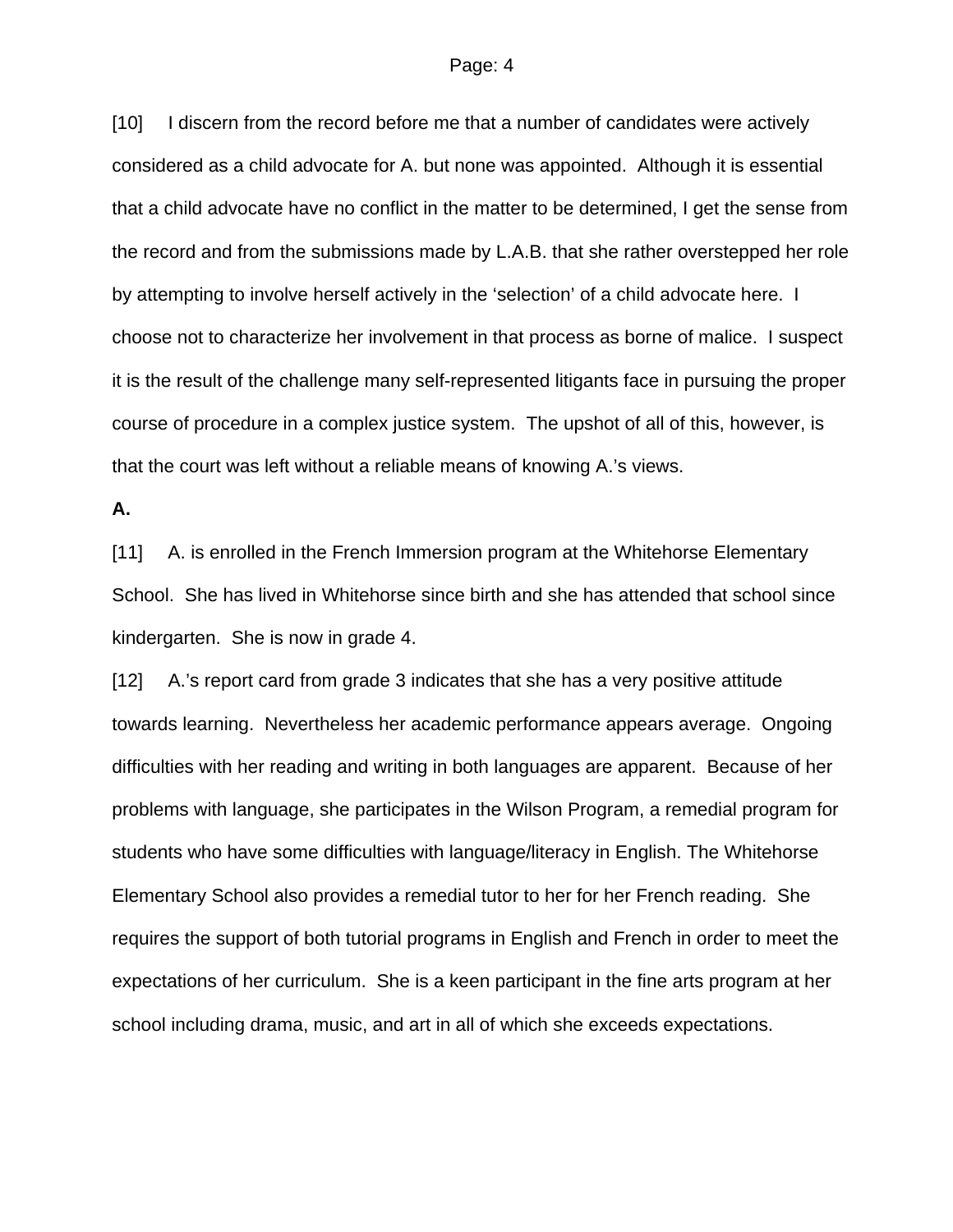[10] I discern from the record before me that a number of candidates were actively considered as a child advocate for A. but none was appointed. Although it is essential that a child advocate have no conflict in the matter to be determined, I get the sense from the record and from the submissions made by L.A.B. that she rather overstepped her role by attempting to involve herself actively in the 'selection' of a child advocate here. I choose not to characterize her involvement in that process as borne of malice. I suspect it is the result of the challenge many self-represented litigants face in pursuing the proper course of procedure in a complex justice system. The upshot of all of this, however, is that the court was left without a reliable means of knowing A.'s views.

**A.**

[11] A. is enrolled in the French Immersion program at the Whitehorse Elementary School. She has lived in Whitehorse since birth and she has attended that school since kindergarten. She is now in grade 4.

[12] A.'s report card from grade 3 indicates that she has a very positive attitude towards learning. Nevertheless her academic performance appears average. Ongoing difficulties with her reading and writing in both languages are apparent. Because of her problems with language, she participates in the Wilson Program, a remedial program for students who have some difficulties with language/literacy in English. The Whitehorse Elementary School also provides a remedial tutor to her for her French reading. She requires the support of both tutorial programs in English and French in order to meet the expectations of her curriculum. She is a keen participant in the fine arts program at her school including drama, music, and art in all of which she exceeds expectations.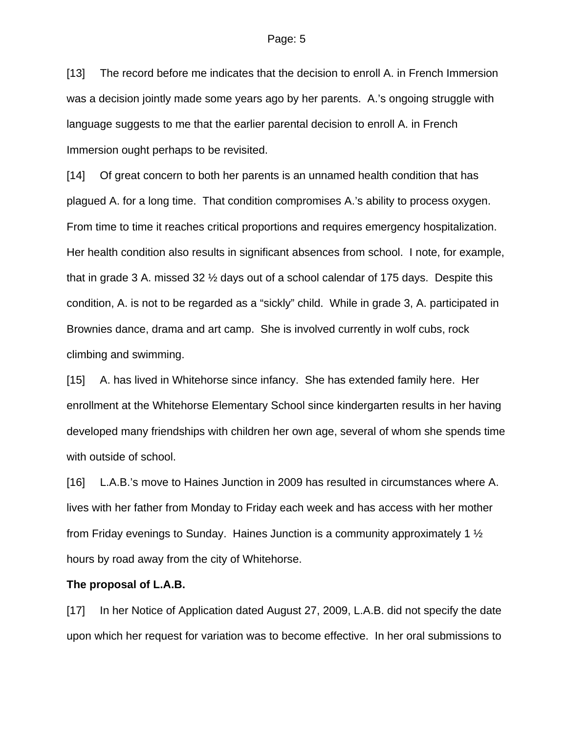[13] The record before me indicates that the decision to enroll A. in French Immersion was a decision jointly made some years ago by her parents. A.'s ongoing struggle with language suggests to me that the earlier parental decision to enroll A. in French Immersion ought perhaps to be revisited.

[14] Of great concern to both her parents is an unnamed health condition that has plagued A. for a long time. That condition compromises A.'s ability to process oxygen. From time to time it reaches critical proportions and requires emergency hospitalization. Her health condition also results in significant absences from school. I note, for example, that in grade 3 A. missed 32 ½ days out of a school calendar of 175 days. Despite this condition, A. is not to be regarded as a "sickly" child. While in grade 3, A. participated in Brownies dance, drama and art camp. She is involved currently in wolf cubs, rock climbing and swimming.

[15] A. has lived in Whitehorse since infancy. She has extended family here. Her enrollment at the Whitehorse Elementary School since kindergarten results in her having developed many friendships with children her own age, several of whom she spends time with outside of school.

[16] L.A.B.'s move to Haines Junction in 2009 has resulted in circumstances where A. lives with her father from Monday to Friday each week and has access with her mother from Friday evenings to Sunday. Haines Junction is a community approximately 1 ½ hours by road away from the city of Whitehorse.

**The proposal of L.A.B.**

[17] In her Notice of Application dated August 27, 2009, L.A.B. did not specify the date upon which her request for variation was to become effective. In her oral submissions to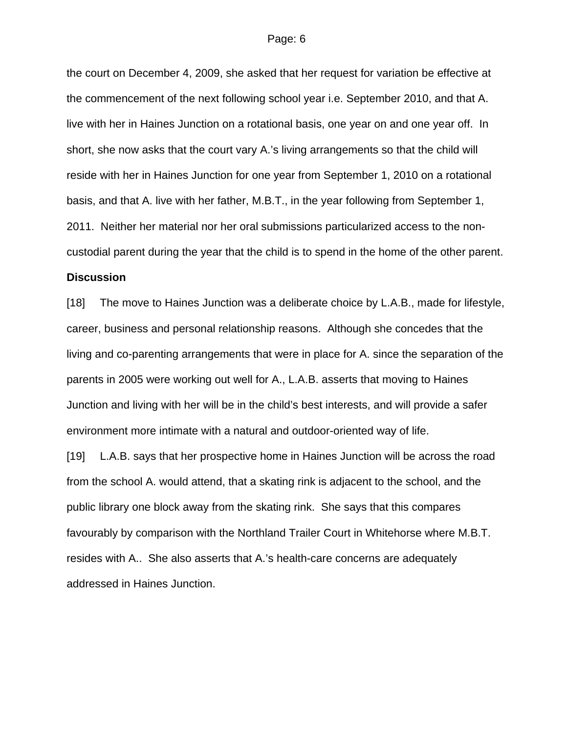the court on December 4, 2009, she asked that her request for variation be effective at the commencement of the next following school year i.e. September 2010, and that A. live with her in Haines Junction on a rotational basis, one year on and one year off. In short, she now asks that the court vary A.'s living arrangements so that the child will reside with her in Haines Junction for one year from September 1, 2010 on a rotational basis, and that A. live with her father, M.B.T., in the year following from September 1, 2011. Neither her material nor her oral submissions particularized access to the non-custodial parent during the year that the child is to spend in the home of the other parent.

**Discussion**

[18] The move to Haines Junction was a deliberate choice by L.A.B., made for lifestyle, career, business and personal relationship reasons. Although she concedes that the living and co-parenting arrangements that were in place for A. since the separation of the parents in 2005 were working out well for A., L.A.B. asserts that moving to Haines Junction and living with her will be in the child's best interests, and will provide a safer environment more intimate with a natural and outdoor-oriented way of life.

[19] L.A.B. says that her prospective home in Haines Junction will be across the road from the school A. would attend, that a skating rink is adjacent to the school, and the public library one block away from the skating rink. She says that this compares favourably by comparison with the Northland Trailer Court in Whitehorse where M.B.T. resides with A.. She also asserts that A.'s health-care concerns are adequately addressed in Haines Junction.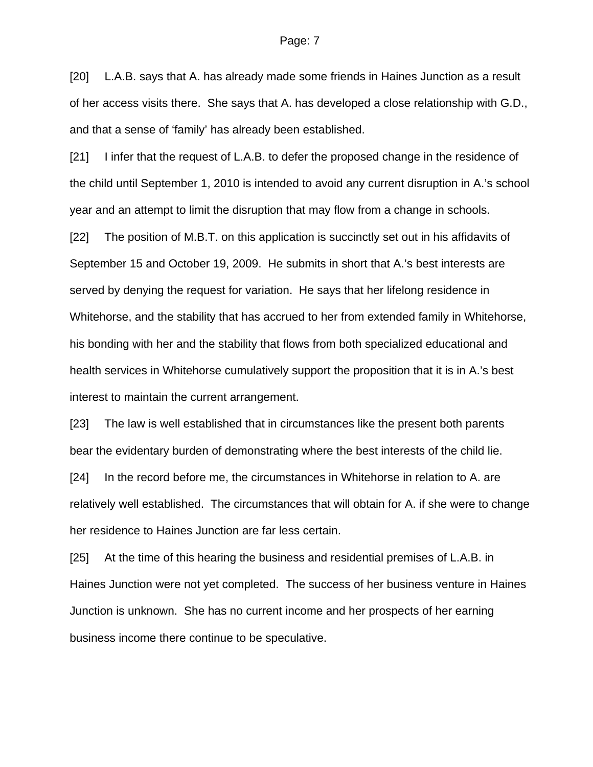[20] L.A.B. says that A. has already made some friends in Haines Junction as a result of her access visits there. She says that A. has developed a close relationship with G.D., and that a sense of 'family' has already been established.

[21] I infer that the request of L.A.B. to defer the proposed change in the residence of the child until September 1, 2010 is intended to avoid any current disruption in A.'s school year and an attempt to limit the disruption that may flow from a change in schools.

[22] The position of M.B.T. on this application is succinctly set out in his affidavits of September 15 and October 19, 2009. He submits in short that A.'s best interests are served by denying the request for variation. He says that her lifelong residence in Whitehorse, and the stability that has accrued to her from extended family in Whitehorse, his bonding with her and the stability that flows from both specialized educational and health services in Whitehorse cumulatively support the proposition that it is in A.'s best interest to maintain the current arrangement.

[23] The law is well established that in circumstances like the present both parents bear the evidentary burden of demonstrating where the best interests of the child lie.

[24] In the record before me, the circumstances in Whitehorse in relation to A. are relatively well established. The circumstances that will obtain for A. if she were to change her residence to Haines Junction are far less certain.

[25] At the time of this hearing the business and residential premises of L.A.B. in Haines Junction were not yet completed. The success of her business venture in Haines Junction is unknown. She has no current income and her prospects of her earning business income there continue to be speculative.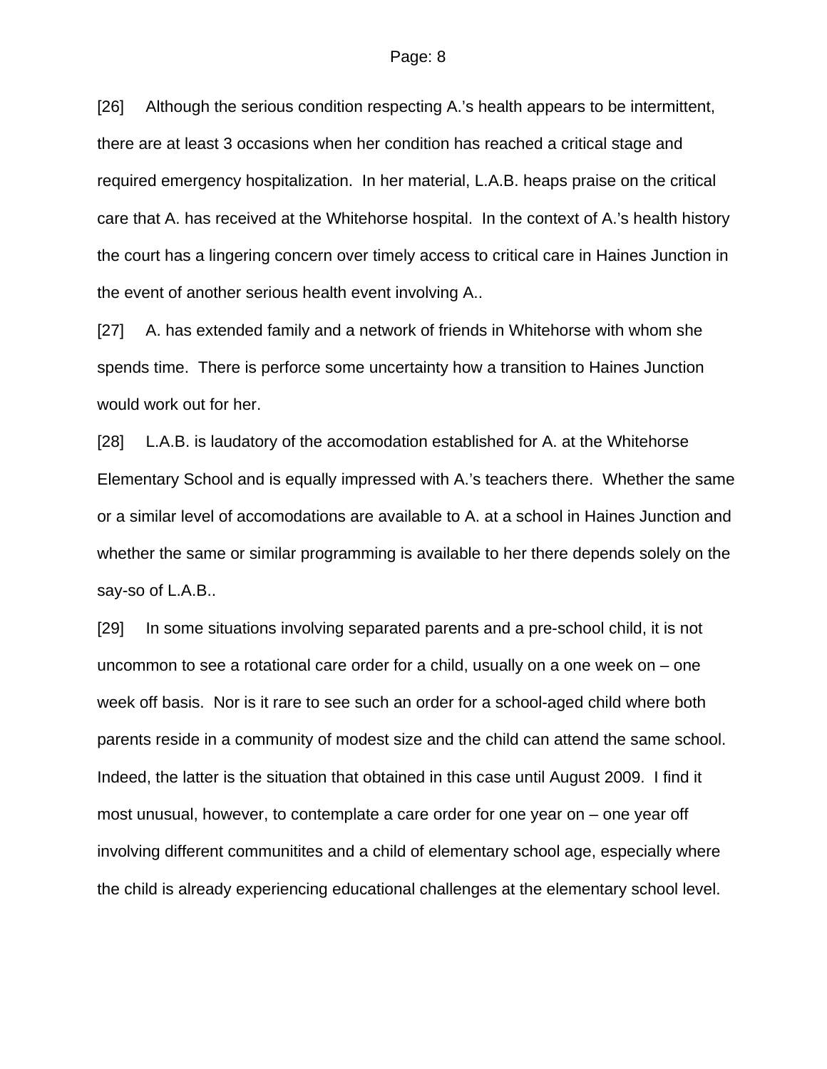[26] Although the serious condition respecting A.'s health appears to be intermittent, there are at least 3 occasions when her condition has reached a critical stage and required emergency hospitalization. In her material, L.A.B. heaps praise on the critical care that A. has received at the Whitehorse hospital. In the context of A.'s health history the court has a lingering concern over timely access to critical care in Haines Junction in the event of another serious health event involving A..

[27] A. has extended family and a network of friends in Whitehorse with whom she spends time. There is perforce some uncertainty how a transition to Haines Junction would work out for her.

[28] L.A.B. is laudatory of the accomodation established for A. at the Whitehorse Elementary School and is equally impressed with A.'s teachers there. Whether the same or a similar level of accomodations are available to A. at a school in Haines Junction and whether the same or similar programming is available to her there depends solely on the say-so of L.A.B..

[29] In some situations involving separated parents and a pre-school child, it is not uncommon to see a rotational care order for a child, usually on a one week on – one week off basis. Nor is it rare to see such an order for a school-aged child where both parents reside in a community of modest size and the child can attend the same school. Indeed, the latter is the situation that obtained in this case until August 2009. I find it most unusual, however, to contemplate a care order for one year on – one year off involving different communitites and a child of elementary school age, especially where the child is already experiencing educational challenges at the elementary school level.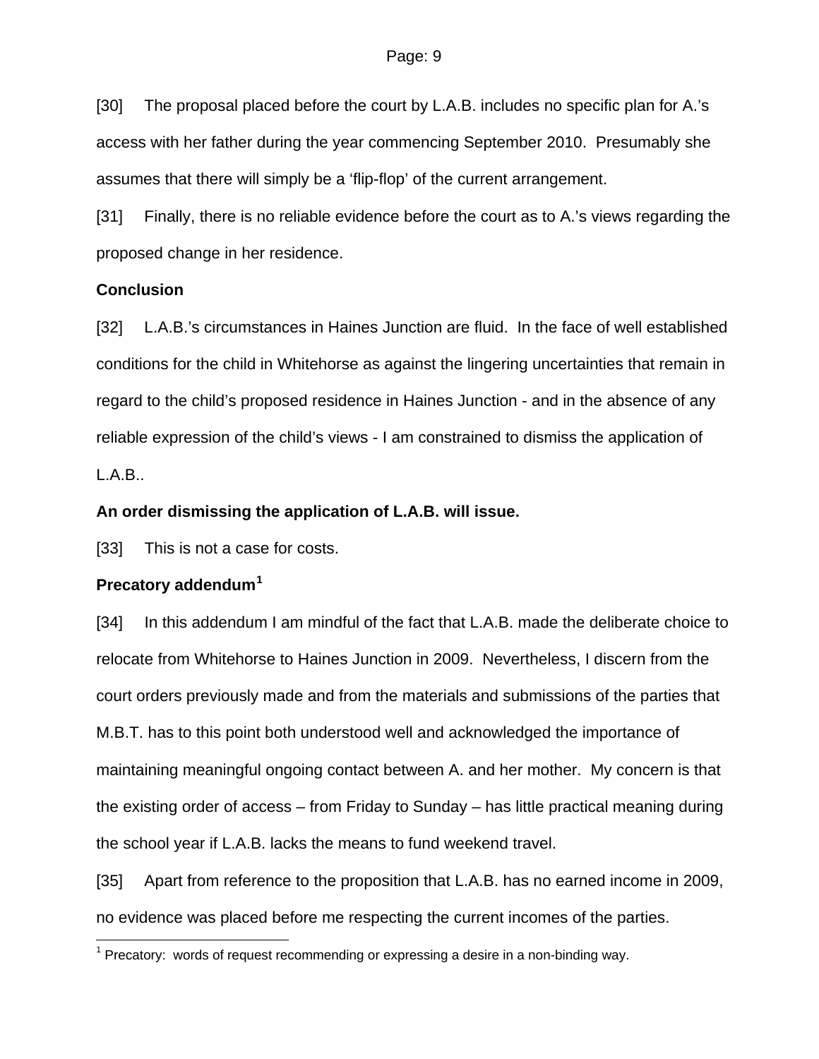[30] The proposal placed before the court by L.A.B. includes no specific plan for A.'s access with her father during the year commencing September 2010. Presumably she assumes that there will simply be a 'flip-flop' of the current arrangement.

[31] Finally, there is no reliable evidence before the court as to A.'s views regarding the proposed change in her residence.

**Conclusion**

[32] L.A.B.'s circumstances in Haines Junction are fluid. In the face of well established conditions for the child in Whitehorse as against the lingering uncertainties that remain in regard to the child's proposed residence in Haines Junction - and in the absence of any reliable expression of the child's views - I am constrained to dismiss the application of L.A.B..

**An order dismissing the application of L.A.B. will issue.**

[33] This is not a case for costs.

**Precatory addendum[1]**

[34] In this addendum I am mindful of the fact that L.A.B. made the deliberate choice to relocate from Whitehorse to Haines Junction in 2009. Nevertheless, I discern from the court orders previously made and from the materials and submissions of the parties that M.B.T. has to this point both understood well and acknowledged the importance of maintaining meaningful ongoing contact between A. and her mother. My concern is that the existing order of access – from Friday to Sunday – has little practical meaning during the school year if L.A.B. lacks the means to fund weekend travel.

[35] Apart from reference to the proposition that L.A.B. has no earned income in 2009, no evidence was placed before me respecting the current incomes of the parties.

---

[1] Precatory: words of request recommending or expressing a desire in a non-binding way.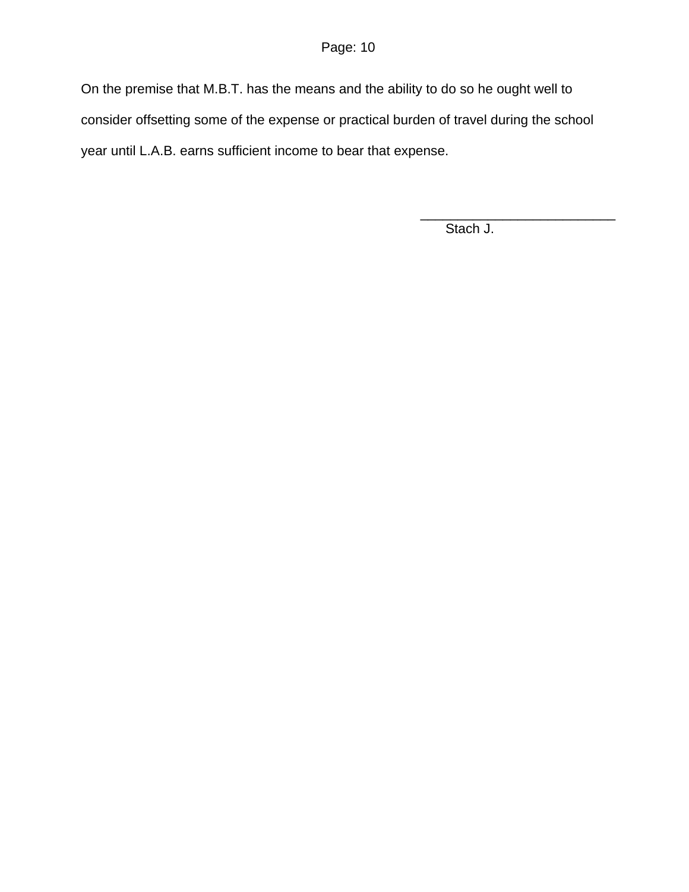On the premise that M.B.T. has the means and the ability to do so he ought well to consider offsetting some of the expense or practical burden of travel during the school year until L.A.B. earns sufficient income to bear that expense.

___________________________
Stach J.